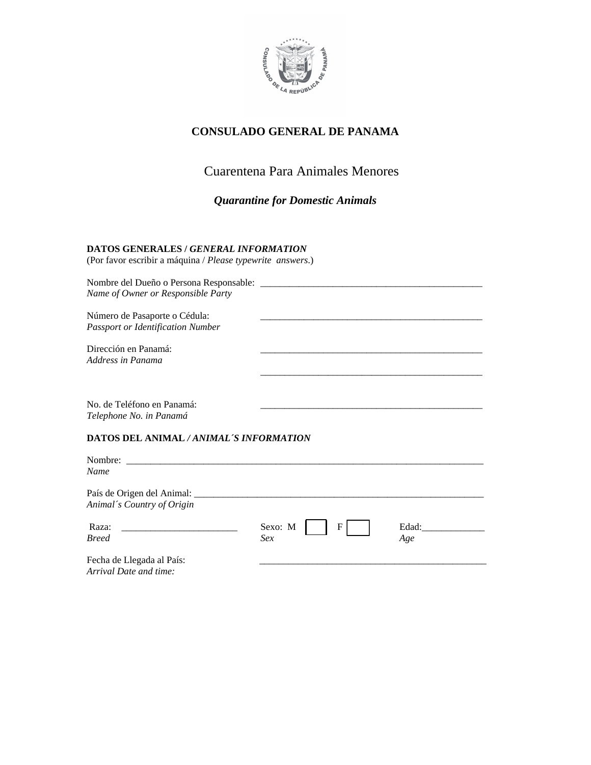**CONSULADO GENERAL DE PANAMA**

Cuarentena Para Animales Menores

***Quarantine for Domestic Animals***

**DATOS GENERALES /** ***GENERAL INFORMATION***
(Por favor escribir a máquina / *Please typewrite answers.*)

Nombre del Dueño o Persona Responsable: _______________________________________________
*Name of Owner or Responsible Party*

Número de Pasaporte o Cédula: _______________________________________________
*Passport or Identification Number*

Dirección en Panamá: _______________________________________________
*Address in Panama*
_______________________________________________

No. de Teléfono en Panamá: _______________________________________________
*Telephone No. in Panamá*

**DATOS DEL ANIMAL** ***/ ANIMAL´S INFORMATION***

Nombre: ___________________________________________________________________________
*Name*

País de Origen del Animal: _____________________________________________________________
*Animal´s Country of Origin*

Raza: ________________________ Sexo: M [ ] F [ ] Edad:_____________
*Breed* *Sex* *Age*

Fecha de Llegada al País: _______________________________________________
*Arrival Date and time:*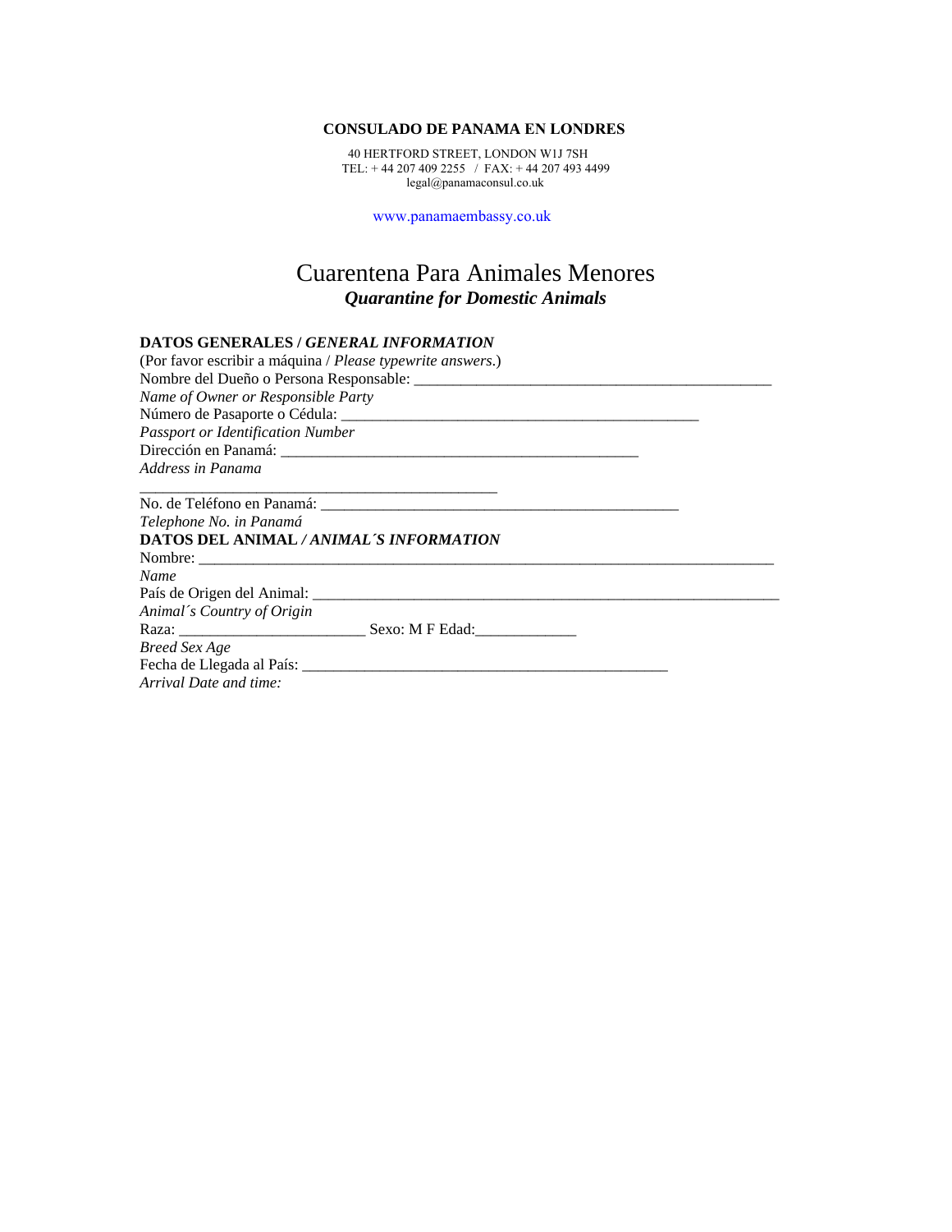**CONSULADO DE PANAMA EN LONDRES**

40 HERTFORD STREET, LONDON W1J 7SH
TEL: + 44 207 409 2255 / FAX: + 44 207 493 4499
legal@panamaconsul.co.uk

www.panamaembassy.co.uk

# Cuarentena Para Animales Menores
## *Quarantine for Domestic Animals*

**DATOS GENERALES / *GENERAL INFORMATION***

(Por favor escribir a máquina / *Please typewrite answers.*)

Nombre del Dueño o Persona Responsable: _______________________________________________
*Name of Owner or Responsible Party*

Número de Pasaporte o Cédula: _______________________________________________
*Passport or Identification Number*

Dirección en Panamá: _______________________________________________
*Address in Panama*

_______________________________________________

No. de Teléfono en Panamá: _______________________________________________
*Telephone No. in Panamá*

**DATOS DEL ANIMAL / *ANIMAL´S INFORMATION***

Nombre: _____________________________________________________________________________
*Name*

País de Origen del Animal: ______________________________________________________________
*Animal´s Country of Origin*

Raza: ________________________ Sexo: M F Edad:_____________
*Breed Sex Age*

Fecha de Llegada al País: ________________________________________________
*Arrival Date and time:*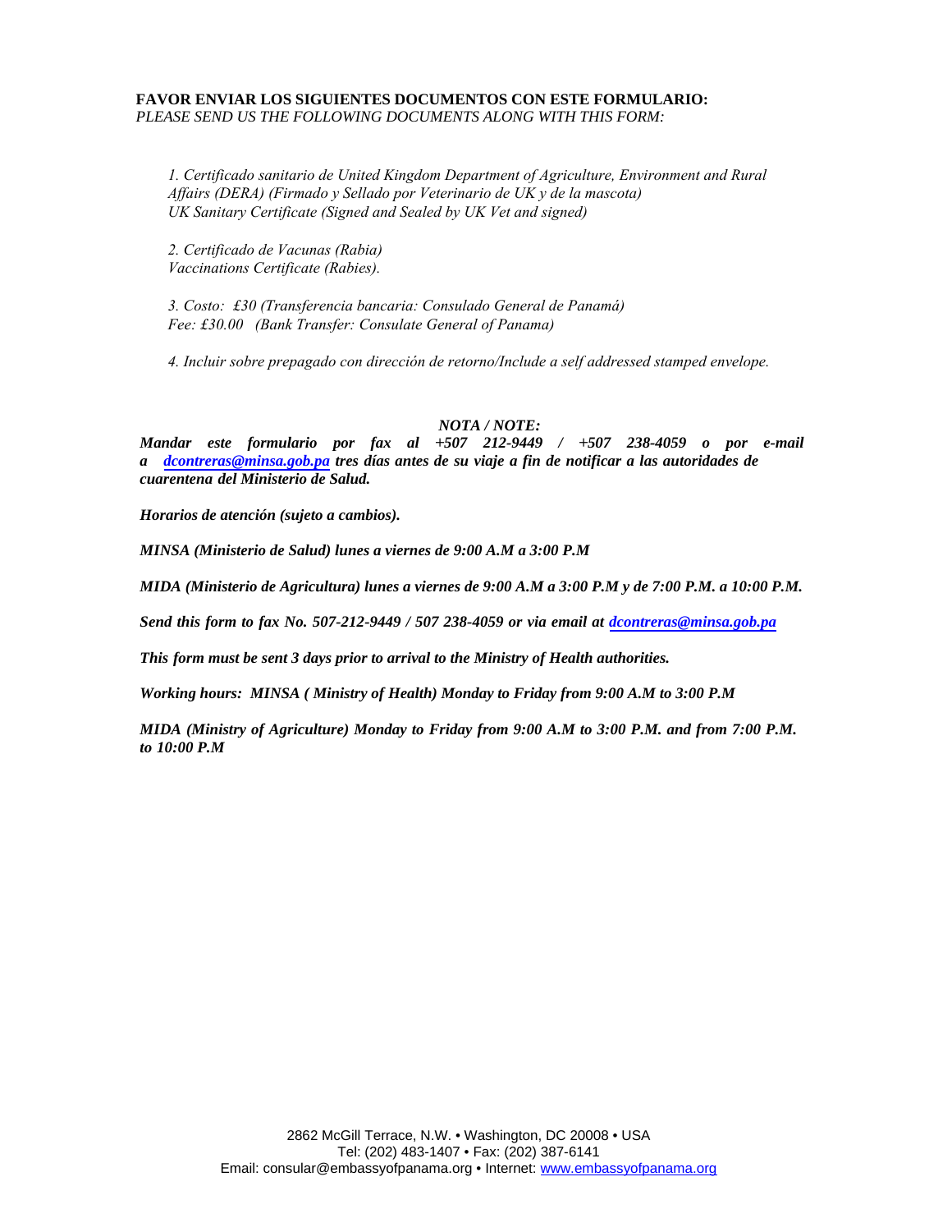**FAVOR ENVIAR LOS SIGUIENTES DOCUMENTOS CON ESTE FORMULARIO:**
*PLEASE SEND US THE FOLLOWING DOCUMENTS ALONG WITH THIS FORM:*

*1. Certificado sanitario de United Kingdom Department of Agriculture, Environment and Rural Affairs (DERA) (Firmado y Sellado por Veterinario de UK y de la mascota)*
*UK Sanitary Certificate (Signed and Sealed by UK Vet and signed)*

*2. Certificado de Vacunas (Rabia)*
*Vaccinations Certificate (Rabies).*

*3. Costo: £30 (Transferencia bancaria: Consulado General de Panamá)*
*Fee: £30.00 (Bank Transfer: Consulate General of Panama)*

*4. Incluir sobre prepagado con dirección de retorno/Include a self addressed stamped envelope.*

***NOTA / NOTE:***

***Mandar este formulario por fax al +507 212-9449 / +507 238-4059 o por e-mail a dcontreras@minsa.gob.pa tres días antes de su viaje a fin de notificar a las autoridades de cuarentena del Ministerio de Salud.***

***Horarios de atención (sujeto a cambios).***

***MINSA (Ministerio de Salud) lunes a viernes de 9:00 A.M a 3:00 P.M***

***MIDA (Ministerio de Agricultura) lunes a viernes de 9:00 A.M a 3:00 P.M y de 7:00 P.M. a 10:00 P.M.***

***Send this form to fax No. 507-212-9449 / 507 238-4059 or via email at dcontreras@minsa.gob.pa***

***This form must be sent 3 days prior to arrival to the Ministry of Health authorities.***

***Working hours: MINSA ( Ministry of Health) Monday to Friday from 9:00 A.M to 3:00 P.M***

***MIDA (Ministry of Agriculture) Monday to Friday from 9:00 A.M to 3:00 P.M. and from 7:00 P.M. to 10:00 P.M***

2862 McGill Terrace, N.W. • Washington, DC 20008 • USA
Tel: (202) 483-1407 • Fax: (202) 387-6141
Email: consular@embassyofpanama.org • Internet: www.embassyofpanama.org